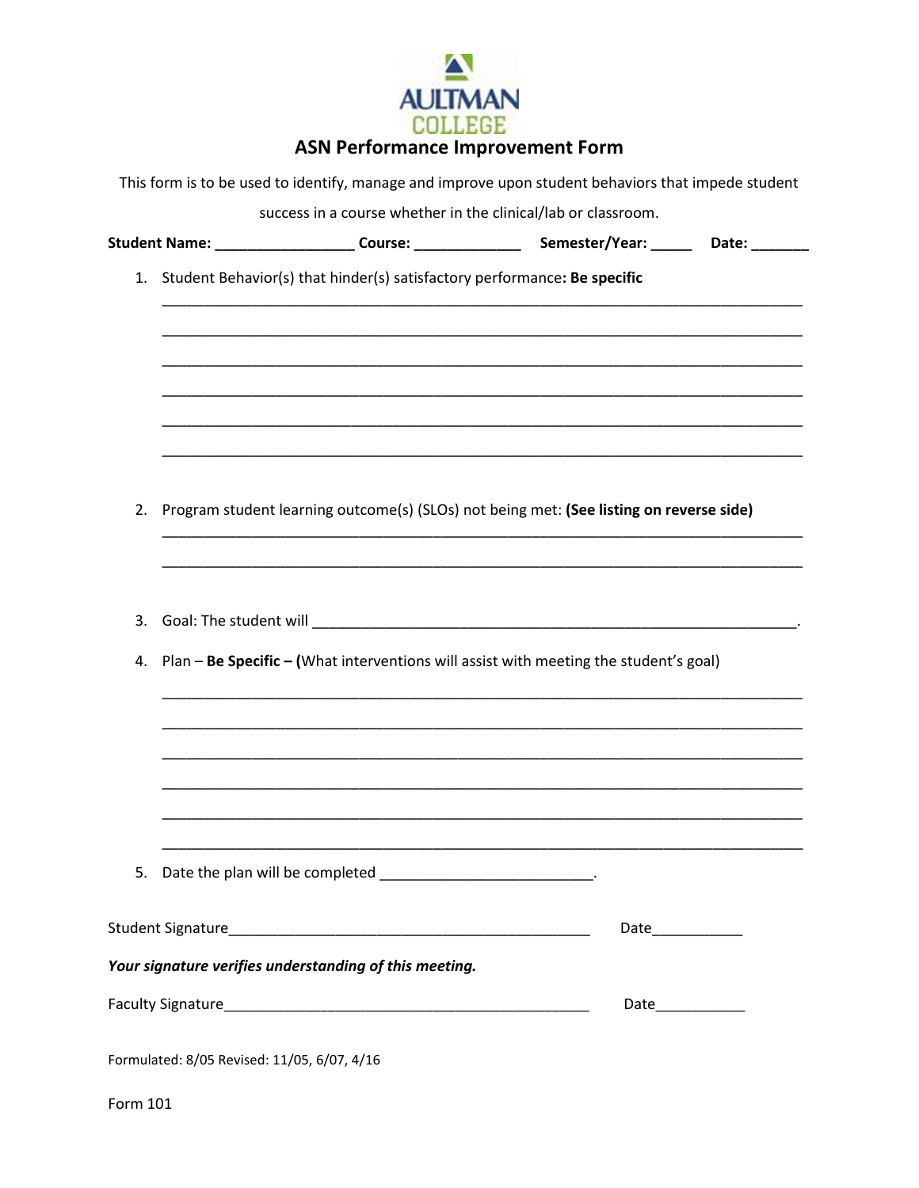AULTMAN COLLEGE

# ASN Performance Improvement Form

This form is to be used to identify, manage and improve upon student behaviors that impede student success in a course whether in the clinical/lab or classroom.

**Student Name: _________________ Course: _____________ Semester/Year: _____ Date: _______**

1. Student Behavior(s) that hinder(s) satisfactory performance**: Be specific**

   ______________________________________________________________________________

   ______________________________________________________________________________

   ______________________________________________________________________________

   ______________________________________________________________________________

   ______________________________________________________________________________

   ______________________________________________________________________________

2. Program student learning outcome(s) (SLOs) not being met: **(See listing on reverse side)**

   ______________________________________________________________________________

   ______________________________________________________________________________

3. Goal: The student will ____________________________________________________________.

4. Plan – **Be Specific – (**What interventions will assist with meeting the student's goal)

   ______________________________________________________________________________

   ______________________________________________________________________________

   ______________________________________________________________________________

   ______________________________________________________________________________

   ______________________________________________________________________________

   ______________________________________________________________________________

5. Date the plan will be completed __________________________.

Student Signature_____________________________________________ Date___________

***Your signature verifies understanding of this meeting.***

Faculty Signature_____________________________________________ Date___________

Formulated: 8/05 Revised: 11/05, 6/07, 4/16

Form 101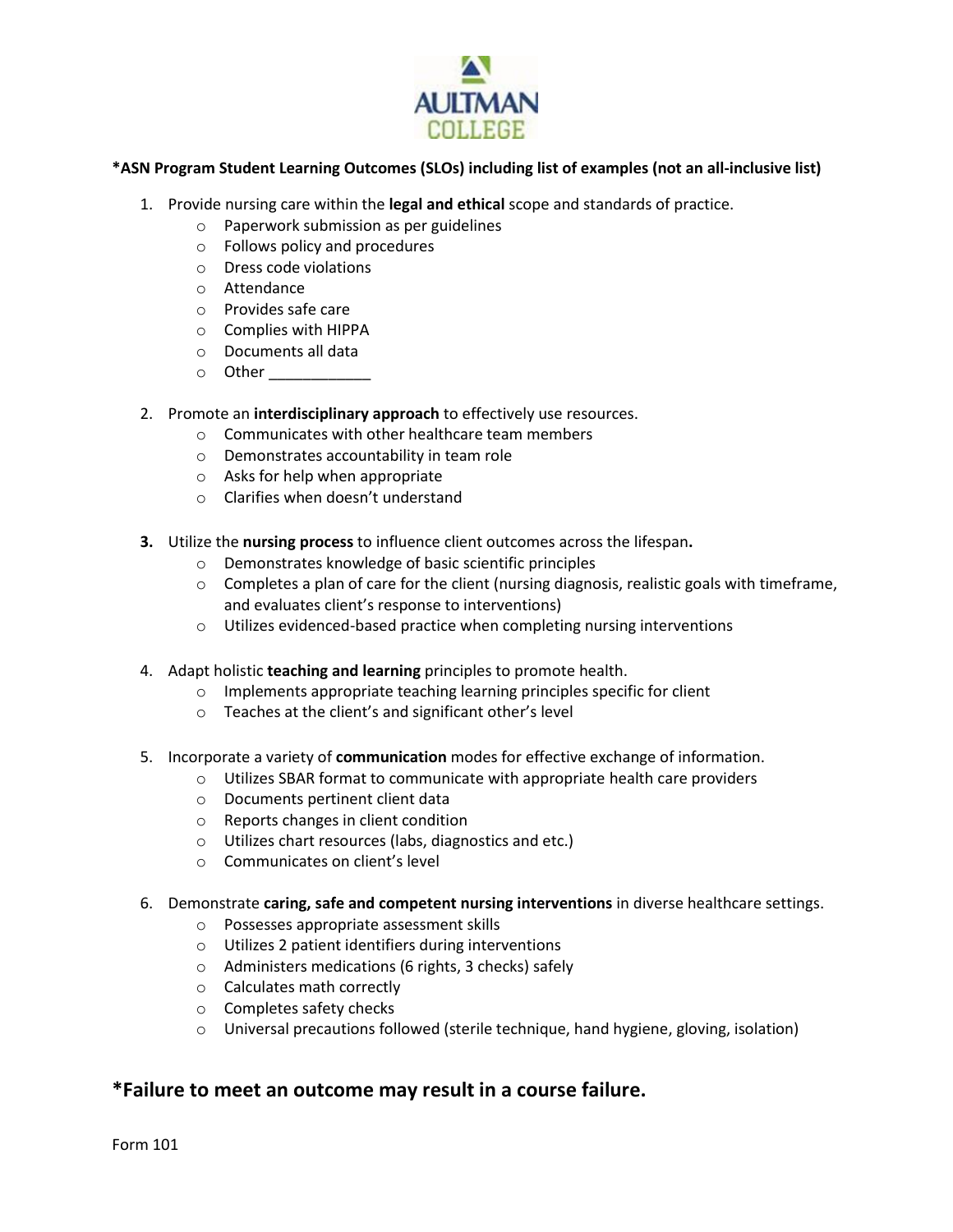**AULTMAN COLLEGE**

***ASN Program Student Learning Outcomes (SLOs) including list of examples (not an all-inclusive list)**

1. Provide nursing care within the **legal and ethical** scope and standards of practice.
   - Paperwork submission as per guidelines
   - Follows policy and procedures
   - Dress code violations
   - Attendance
   - Provides safe care
   - Complies with HIPPA
   - Documents all data
   - Other ____________

2. Promote an **interdisciplinary approach** to effectively use resources.
   - Communicates with other healthcare team members
   - Demonstrates accountability in team role
   - Asks for help when appropriate
   - Clarifies when doesn't understand

3. Utilize the **nursing process** to influence client outcomes across the lifespan**.**
   - Demonstrates knowledge of basic scientific principles
   - Completes a plan of care for the client (nursing diagnosis, realistic goals with timeframe, and evaluates client's response to interventions)
   - Utilizes evidenced-based practice when completing nursing interventions

4. Adapt holistic **teaching and learning** principles to promote health.
   - Implements appropriate teaching learning principles specific for client
   - Teaches at the client's and significant other's level

5. Incorporate a variety of **communication** modes for effective exchange of information.
   - Utilizes SBAR format to communicate with appropriate health care providers
   - Documents pertinent client data
   - Reports changes in client condition
   - Utilizes chart resources (labs, diagnostics and etc.)
   - Communicates on client's level

6. Demonstrate **caring, safe and competent nursing interventions** in diverse healthcare settings.
   - Possesses appropriate assessment skills
   - Utilizes 2 patient identifiers during interventions
   - Administers medications (6 rights, 3 checks) safely
   - Calculates math correctly
   - Completes safety checks
   - Universal precautions followed (sterile technique, hand hygiene, gloving, isolation)

## *Failure to meet an outcome may result in a course failure.

Form 101